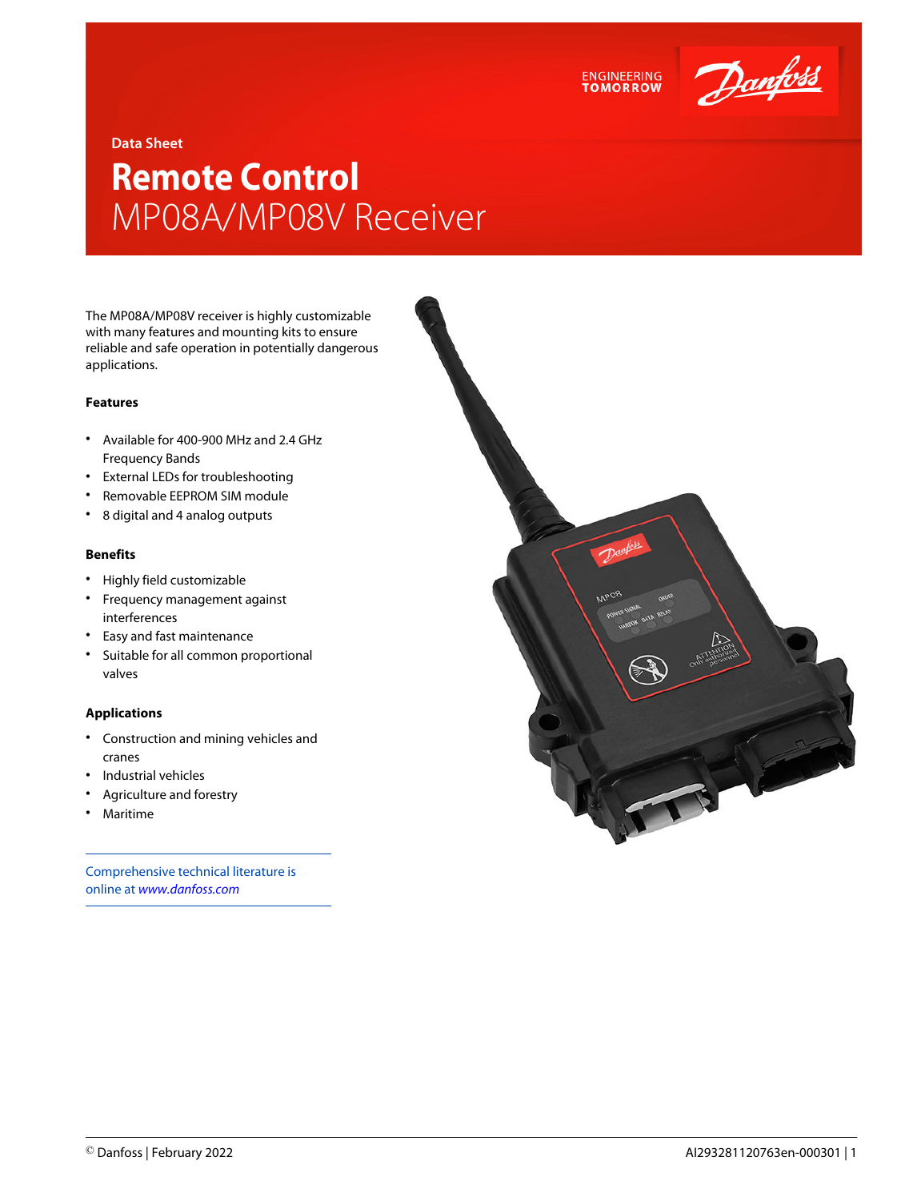Data Sheet

# Remote Control
## MP08A/MP08V Receiver

The MP08A/MP08V receiver is highly customizable with many features and mounting kits to ensure reliable and safe operation in potentially dangerous applications.

### Features

- Available for 400-900 MHz and 2.4 GHz Frequency Bands
- External LEDs for troubleshooting
- Removable EEPROM SIM module
- 8 digital and 4 analog outputs

### Benefits

- Highly field customizable
- Frequency management against interferences
- Easy and fast maintenance
- Suitable for all common proportional valves

### Applications

- Construction and mining vehicles and cranes
- Industrial vehicles
- Agriculture and forestry
- Maritime

Comprehensive technical literature is online at *www.danfoss.com*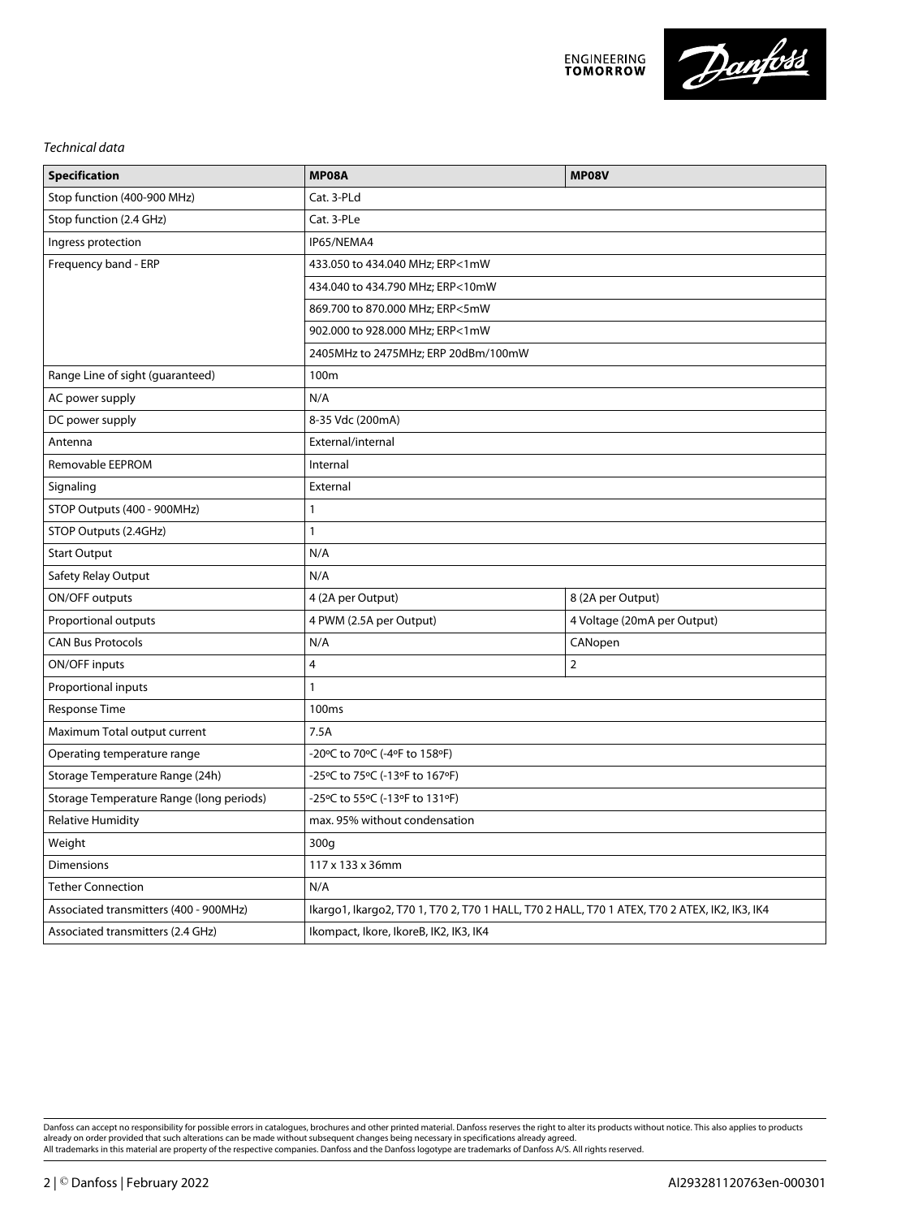*Technical data*

| Specification | MP08A | MP08V |
|---|---|---|
| Stop function (400-900 MHz) | Cat. 3-PLd | |
| Stop function (2.4 GHz) | Cat. 3-PLe | |
| Ingress protection | IP65/NEMA4 | |
| Frequency band - ERP | 433.050 to 434.040 MHz; ERP<1mW | |
| | 434.040 to 434.790 MHz; ERP<10mW | |
| | 869.700 to 870.000 MHz; ERP<5mW | |
| | 902.000 to 928.000 MHz; ERP<1mW | |
| | 2405MHz to 2475MHz; ERP 20dBm/100mW | |
| Range Line of sight (guaranteed) | 100m | |
| AC power supply | N/A | |
| DC power supply | 8-35 Vdc (200mA) | |
| Antenna | External/internal | |
| Removable EEPROM | Internal | |
| Signaling | External | |
| STOP Outputs (400 - 900MHz) | 1 | |
| STOP Outputs (2.4GHz) | 1 | |
| Start Output | N/A | |
| Safety Relay Output | N/A | |
| ON/OFF outputs | 4 (2A per Output) | 8 (2A per Output) |
| Proportional outputs | 4 PWM (2.5A per Output) | 4 Voltage (20mA per Output) |
| CAN Bus Protocols | N/A | CANopen |
| ON/OFF inputs | 4 | 2 |
| Proportional inputs | 1 | |
| Response Time | 100ms | |
| Maximum Total output current | 7.5A | |
| Operating temperature range | -20ºC to 70ºC (-4ºF to 158ºF) | |
| Storage Temperature Range (24h) | -25ºC to 75ºC (-13ºF to 167ºF) | |
| Storage Temperature Range (long periods) | -25ºC to 55ºC (-13ºF to 131ºF) | |
| Relative Humidity | max. 95% without condensation | |
| Weight | 300g | |
| Dimensions | 117 x 133 x 36mm | |
| Tether Connection | N/A | |
| Associated transmitters (400 - 900MHz) | Ikargo1, Ikargo2, T70 1, T70 2, T70 1 HALL, T70 2 HALL, T70 1 ATEX, T70 2 ATEX, IK2, IK3, IK4 | |
| Associated transmitters (2.4 GHz) | Ikompact, Ikore, IkoreB, IK2, IK3, IK4 | |

Danfoss can accept no responsibility for possible errors in catalogues, brochures and other printed material. Danfoss reserves the right to alter its products without notice. This also applies to products already on order provided that such alterations can be made without subsequent changes being necessary in specifications already agreed.
All trademarks in this material are property of the respective companies. Danfoss and the Danfoss logotype are trademarks of Danfoss A/S. All rights reserved.

© Danfoss | February 2022 AI293281120763en-000301